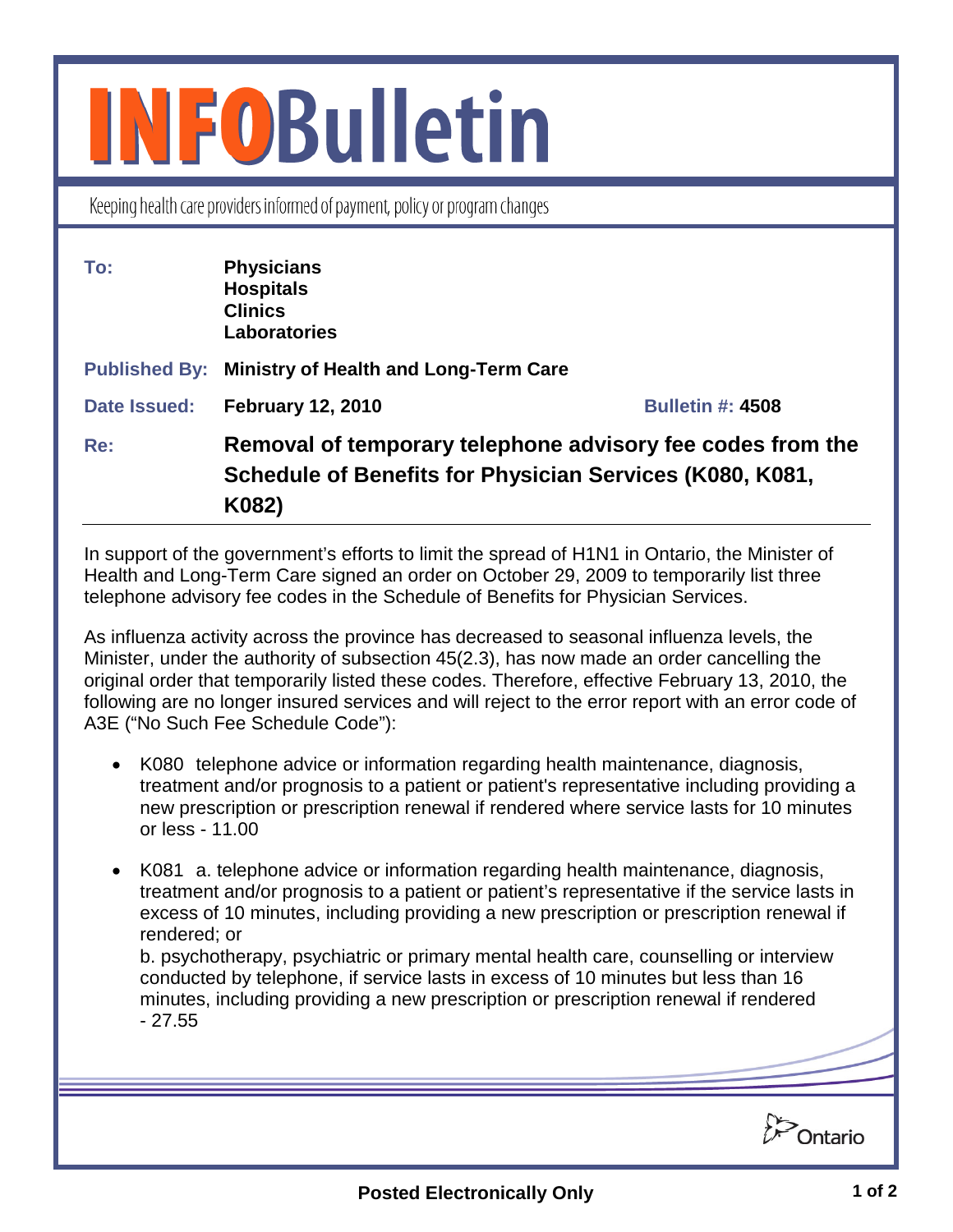# INFOBulletin

Keeping health care providers informed of payment, policy or program changes

**To:** **Physicians**
**Hospitals**
**Clinics**
**Laboratories**

**Published By:** **Ministry of Health and Long-Term Care**

**Date Issued:** **February 12, 2010** **Bulletin #: 4508**

**Re:** **Removal of temporary telephone advisory fee codes from the Schedule of Benefits for Physician Services (K080, K081, K082)**

---

In support of the government's efforts to limit the spread of H1N1 in Ontario, the Minister of Health and Long-Term Care signed an order on October 29, 2009 to temporarily list three telephone advisory fee codes in the Schedule of Benefits for Physician Services.

As influenza activity across the province has decreased to seasonal influenza levels, the Minister, under the authority of subsection 45(2.3), has now made an order cancelling the original order that temporarily listed these codes. Therefore, effective February 13, 2010, the following are no longer insured services and will reject to the error report with an error code of A3E ("No Such Fee Schedule Code"):

- K080 telephone advice or information regarding health maintenance, diagnosis, treatment and/or prognosis to a patient or patient's representative including providing a new prescription or prescription renewal if rendered where service lasts for 10 minutes or less - 11.00

- K081 a. telephone advice or information regarding health maintenance, diagnosis, treatment and/or prognosis to a patient or patient's representative if the service lasts in excess of 10 minutes, including providing a new prescription or prescription renewal if rendered; or

  b. psychotherapy, psychiatric or primary mental health care, counselling or interview conducted by telephone, if service lasts in excess of 10 minutes but less than 16 minutes, including providing a new prescription or prescription renewal if rendered - 27.55

Ontario

Posted Electronically Only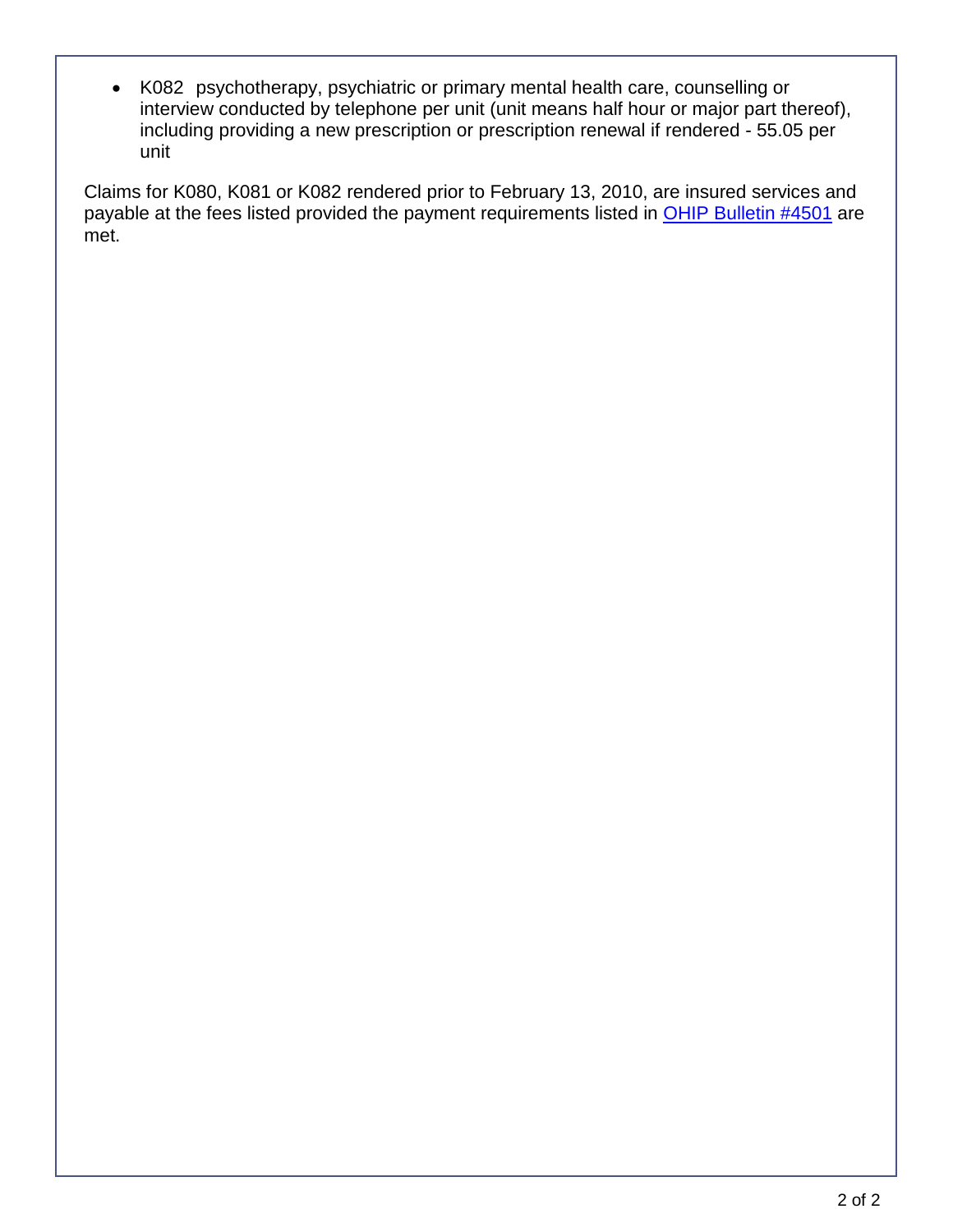- K082 psychotherapy, psychiatric or primary mental health care, counselling or interview conducted by telephone per unit (unit means half hour or major part thereof), including providing a new prescription or prescription renewal if rendered - 55.05 per unit

Claims for K080, K081 or K082 rendered prior to February 13, 2010, are insured services and payable at the fees listed provided the payment requirements listed in OHIP Bulletin #4501 are met.